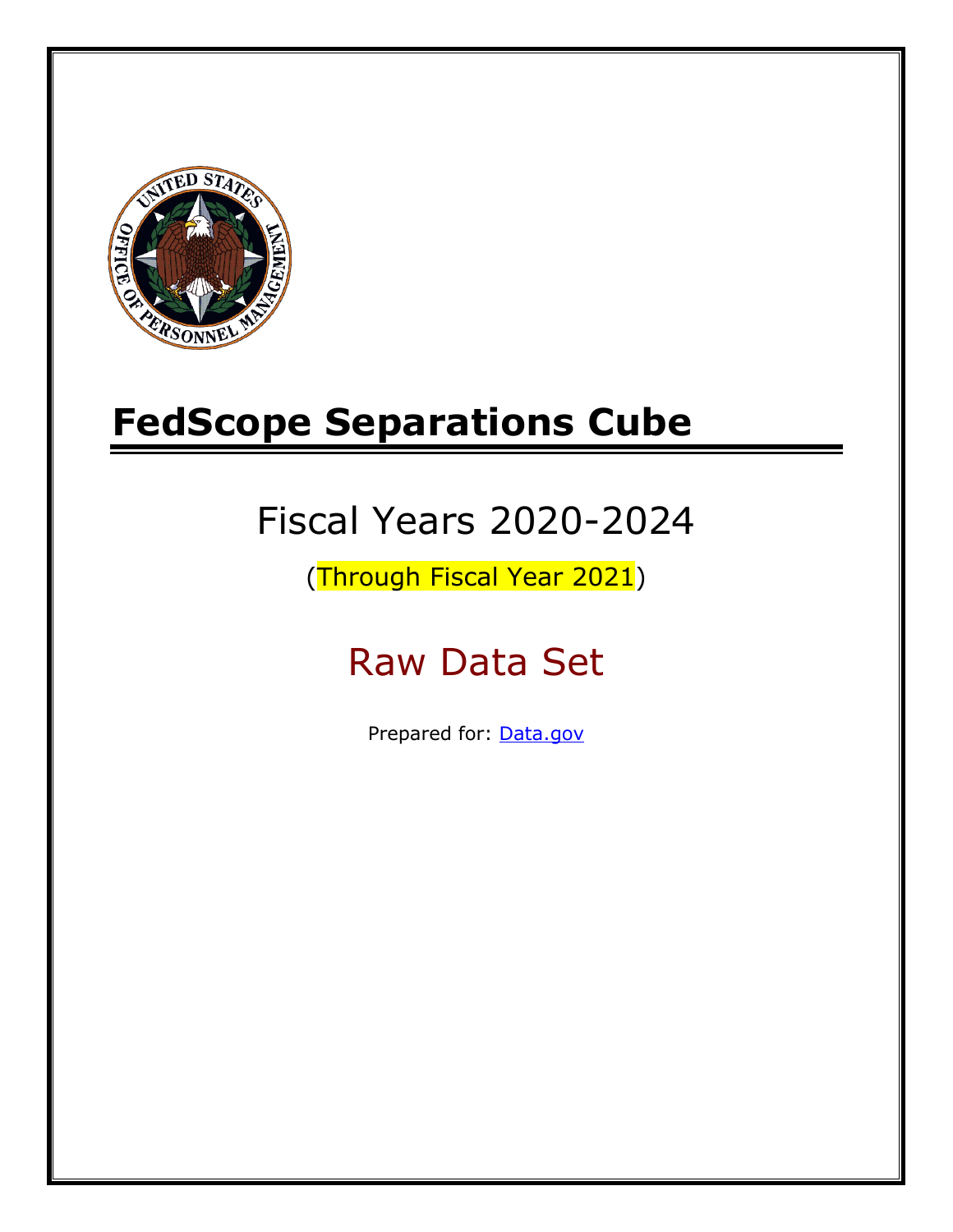# FedScope Separations Cube

## Fiscal Years 2020-2024

(Through Fiscal Year 2021)

## Raw Data Set

Prepared for: [Data.gov](Data.gov)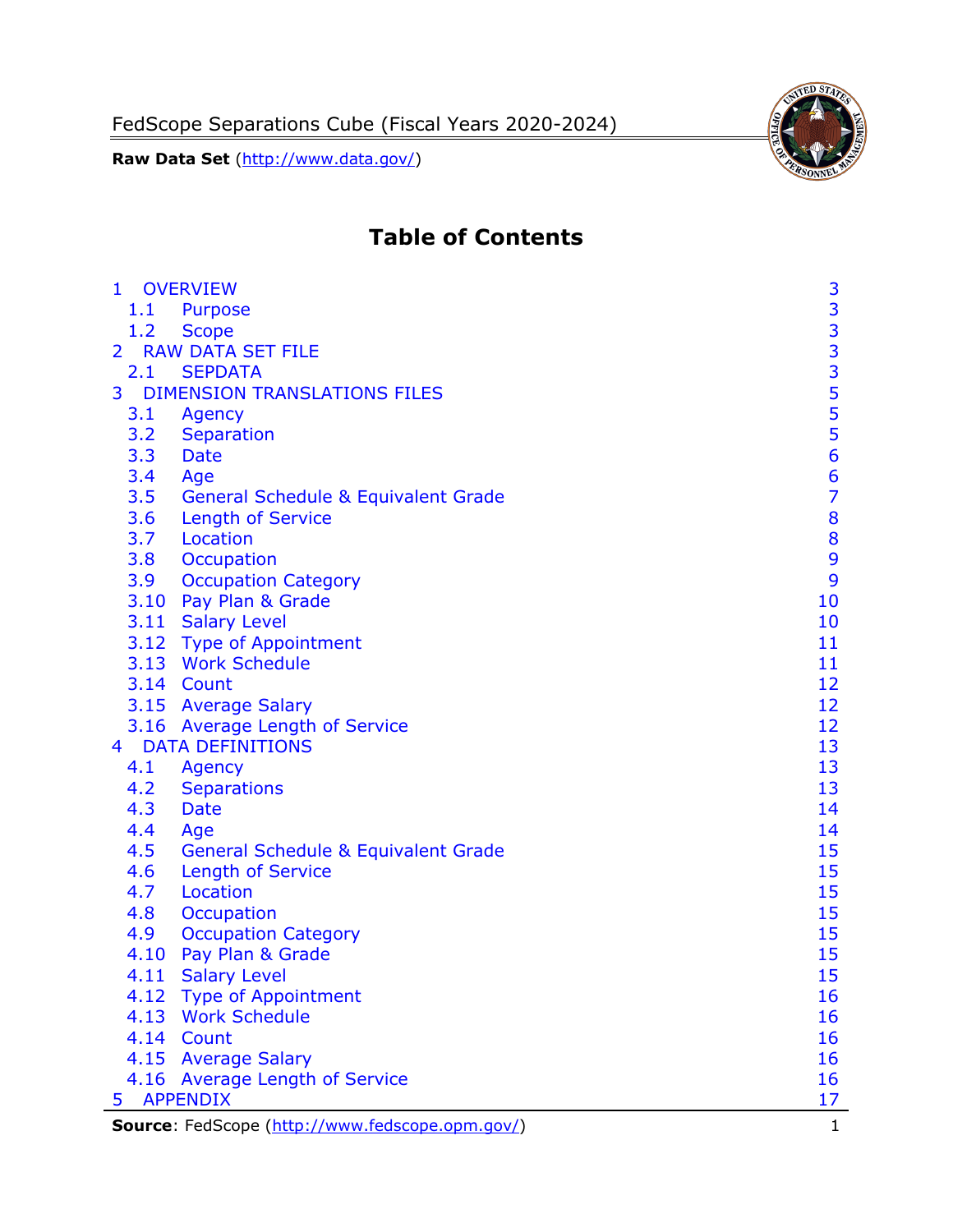# Table of Contents

| | |
|---|---|
| 1 OVERVIEW | 3 |
| 1.1 Purpose | 3 |
| 1.2 Scope | 3 |
| 2 RAW DATA SET FILE | 3 |
| 2.1 SEPDATA | 3 |
| 3 DIMENSION TRANSLATIONS FILES | 5 |
| 3.1 Agency | 5 |
| 3.2 Separation | 5 |
| 3.3 Date | 6 |
| 3.4 Age | 6 |
| 3.5 General Schedule & Equivalent Grade | 7 |
| 3.6 Length of Service | 8 |
| 3.7 Location | 8 |
| 3.8 Occupation | 9 |
| 3.9 Occupation Category | 9 |
| 3.10 Pay Plan & Grade | 10 |
| 3.11 Salary Level | 10 |
| 3.12 Type of Appointment | 11 |
| 3.13 Work Schedule | 11 |
| 3.14 Count | 12 |
| 3.15 Average Salary | 12 |
| 3.16 Average Length of Service | 12 |
| 4 DATA DEFINITIONS | 13 |
| 4.1 Agency | 13 |
| 4.2 Separations | 13 |
| 4.3 Date | 14 |
| 4.4 Age | 14 |
| 4.5 General Schedule & Equivalent Grade | 15 |
| 4.6 Length of Service | 15 |
| 4.7 Location | 15 |
| 4.8 Occupation | 15 |
| 4.9 Occupation Category | 15 |
| 4.10 Pay Plan & Grade | 15 |
| 4.11 Salary Level | 15 |
| 4.12 Type of Appointment | 16 |
| 4.13 Work Schedule | 16 |
| 4.14 Count | 16 |
| 4.15 Average Salary | 16 |
| 4.16 Average Length of Service | 16 |
| 5 APPENDIX | 17 |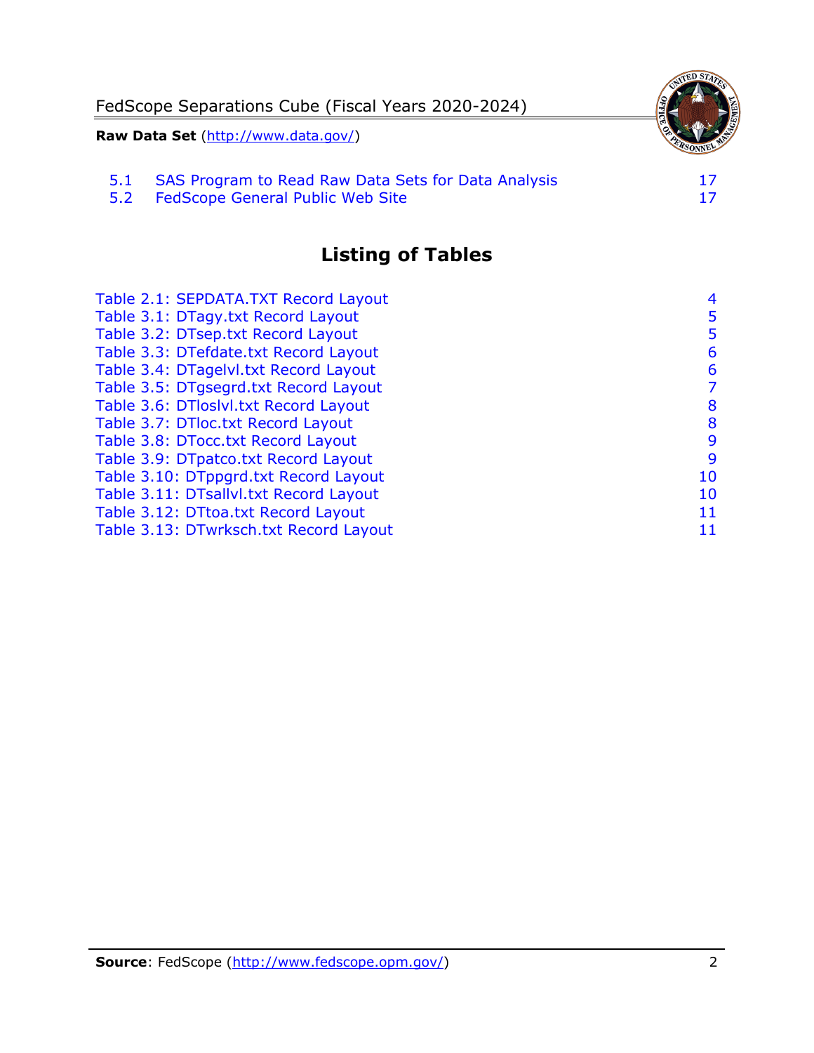| | | |
|---|---|---|
| 5.1 | SAS Program to Read Raw Data Sets for Data Analysis | 17 |
| 5.2 | FedScope General Public Web Site | 17 |

# Listing of Tables

| | |
|---|---|
| Table 2.1: SEPDATA.TXT Record Layout | 4 |
| Table 3.1: DTagy.txt Record Layout | 5 |
| Table 3.2: DTsep.txt Record Layout | 5 |
| Table 3.3: DTefdate.txt Record Layout | 6 |
| Table 3.4: DTagelvl.txt Record Layout | 6 |
| Table 3.5: DTgsegrd.txt Record Layout | 7 |
| Table 3.6: DTloslvl.txt Record Layout | 8 |
| Table 3.7: DTloc.txt Record Layout | 8 |
| Table 3.8: DTocc.txt Record Layout | 9 |
| Table 3.9: DTpatco.txt Record Layout | 9 |
| Table 3.10: DTppgrd.txt Record Layout | 10 |
| Table 3.11: DTsallvl.txt Record Layout | 10 |
| Table 3.12: DTtoa.txt Record Layout | 11 |
| Table 3.13: DTwrksch.txt Record Layout | 11 |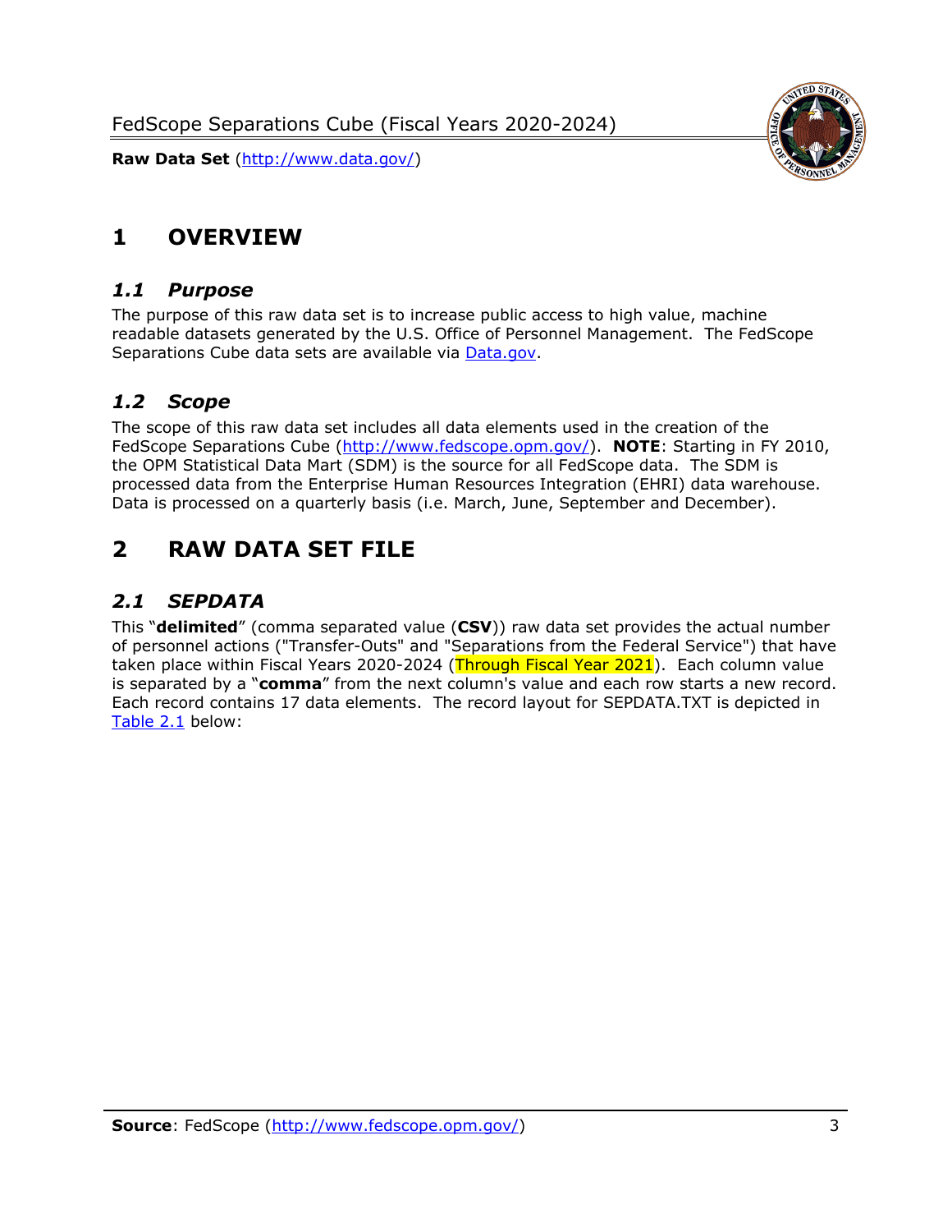# 1 OVERVIEW

## *1.1 Purpose*

The purpose of this raw data set is to increase public access to high value, machine readable datasets generated by the U.S. Office of Personnel Management. The FedScope Separations Cube data sets are available via [Data.gov](http://www.data.gov/).

## *1.2 Scope*

The scope of this raw data set includes all data elements used in the creation of the FedScope Separations Cube ([http://www.fedscope.opm.gov/](http://www.fedscope.opm.gov/)). **NOTE**: Starting in FY 2010, the OPM Statistical Data Mart (SDM) is the source for all FedScope data. The SDM is processed data from the Enterprise Human Resources Integration (EHRI) data warehouse. Data is processed on a quarterly basis (i.e. March, June, September and December).

# 2 RAW DATA SET FILE

## *2.1 SEPDATA*

This "**delimited**" (comma separated value (**CSV**)) raw data set provides the actual number of personnel actions ("Transfer-Outs" and "Separations from the Federal Service") that have taken place within Fiscal Years 2020-2024 (Through Fiscal Year 2021). Each column value is separated by a "**comma**" from the next column's value and each row starts a new record. Each record contains 17 data elements. The record layout for SEPDATA.TXT is depicted in Table 2.1 below: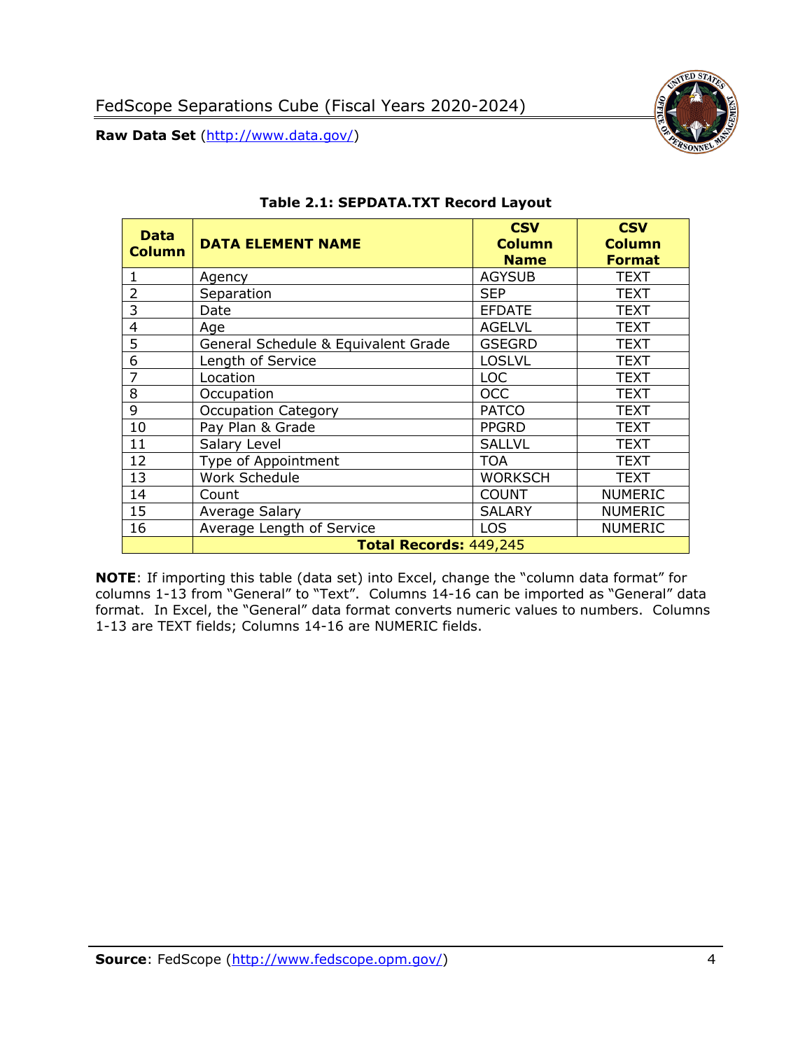**Table 2.1: SEPDATA.TXT Record Layout**

| Data Column | DATA ELEMENT NAME | CSV Column Name | CSV Column Format |
|---|---|---|---|
| 1 | Agency | AGYSUB | TEXT |
| 2 | Separation | SEP | TEXT |
| 3 | Date | EFDATE | TEXT |
| 4 | Age | AGELVL | TEXT |
| 5 | General Schedule & Equivalent Grade | GSEGRD | TEXT |
| 6 | Length of Service | LOSLVL | TEXT |
| 7 | Location | LOC | TEXT |
| 8 | Occupation | OCC | TEXT |
| 9 | Occupation Category | PATCO | TEXT |
| 10 | Pay Plan & Grade | PPGRD | TEXT |
| 11 | Salary Level | SALLVL | TEXT |
| 12 | Type of Appointment | TOA | TEXT |
| 13 | Work Schedule | WORKSCH | TEXT |
| 14 | Count | COUNT | NUMERIC |
| 15 | Average Salary | SALARY | NUMERIC |
| 16 | Average Length of Service | LOS | NUMERIC |
| | **Total Records:** 449,245 | | |

**NOTE**: If importing this table (data set) into Excel, change the "column data format" for columns 1-13 from "General" to "Text". Columns 14-16 can be imported as "General" data format. In Excel, the "General" data format converts numeric values to numbers. Columns 1-13 are TEXT fields; Columns 14-16 are NUMERIC fields.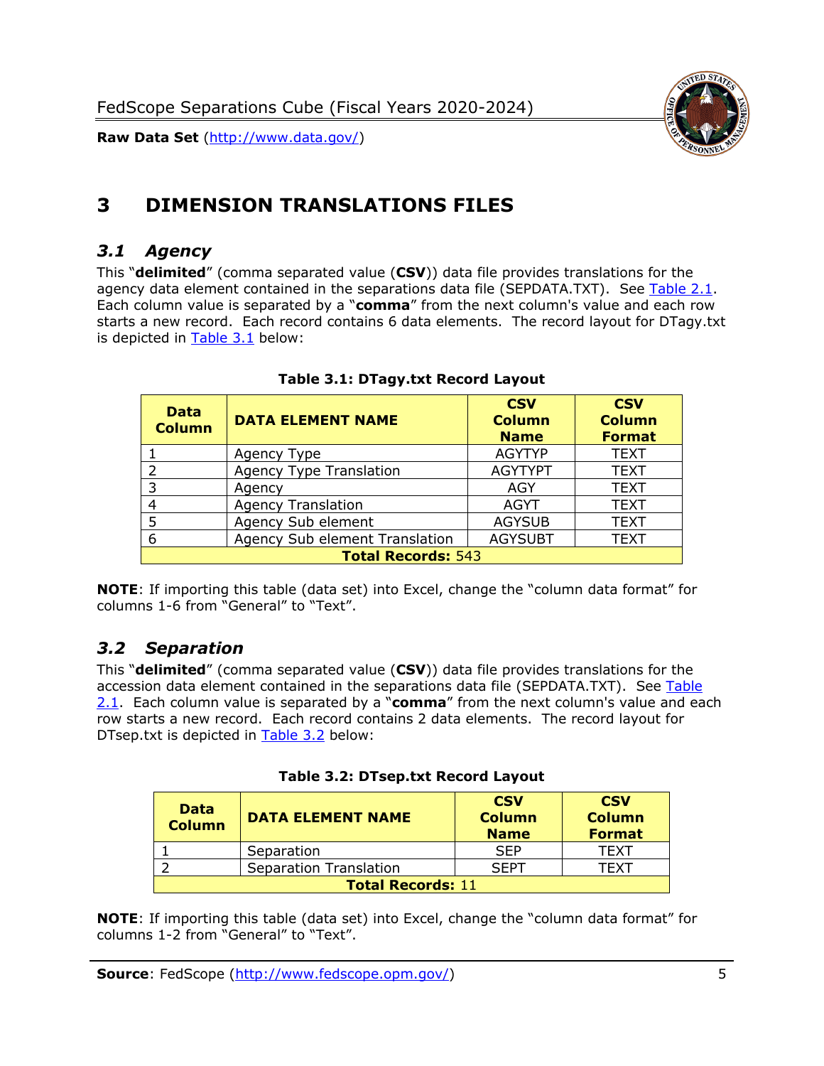# 3 DIMENSION TRANSLATIONS FILES

## 3.1 Agency

This "**delimited**" (comma separated value (**CSV**)) data file provides translations for the agency data element contained in the separations data file (SEPDATA.TXT). See Table 2.1. Each column value is separated by a "**comma**" from the next column's value and each row starts a new record. Each record contains 6 data elements. The record layout for DTagy.txt is depicted in Table 3.1 below:

**Table 3.1: DTagy.txt Record Layout**

| Data Column | DATA ELEMENT NAME | CSV Column Name | CSV Column Format |
|---|---|---|---|
| 1 | Agency Type | AGYTYP | TEXT |
| 2 | Agency Type Translation | AGYTYPT | TEXT |
| 3 | Agency | AGY | TEXT |
| 4 | Agency Translation | AGYT | TEXT |
| 5 | Agency Sub element | AGYSUB | TEXT |
| 6 | Agency Sub element Translation | AGYSUBT | TEXT |
| **Total Records:** 543 | | | |

**NOTE**: If importing this table (data set) into Excel, change the "column data format" for columns 1-6 from "General" to "Text".

## 3.2 Separation

This "**delimited**" (comma separated value (**CSV**)) data file provides translations for the accession data element contained in the separations data file (SEPDATA.TXT). See Table 2.1. Each column value is separated by a "**comma**" from the next column's value and each row starts a new record. Each record contains 2 data elements. The record layout for DTsep.txt is depicted in Table 3.2 below:

**Table 3.2: DTsep.txt Record Layout**

| Data Column | DATA ELEMENT NAME | CSV Column Name | CSV Column Format |
|---|---|---|---|
| 1 | Separation | SEP | TEXT |
| 2 | Separation Translation | SEPT | TEXT |
| **Total Records:** 11 | | | |

**NOTE**: If importing this table (data set) into Excel, change the "column data format" for columns 1-2 from "General" to "Text".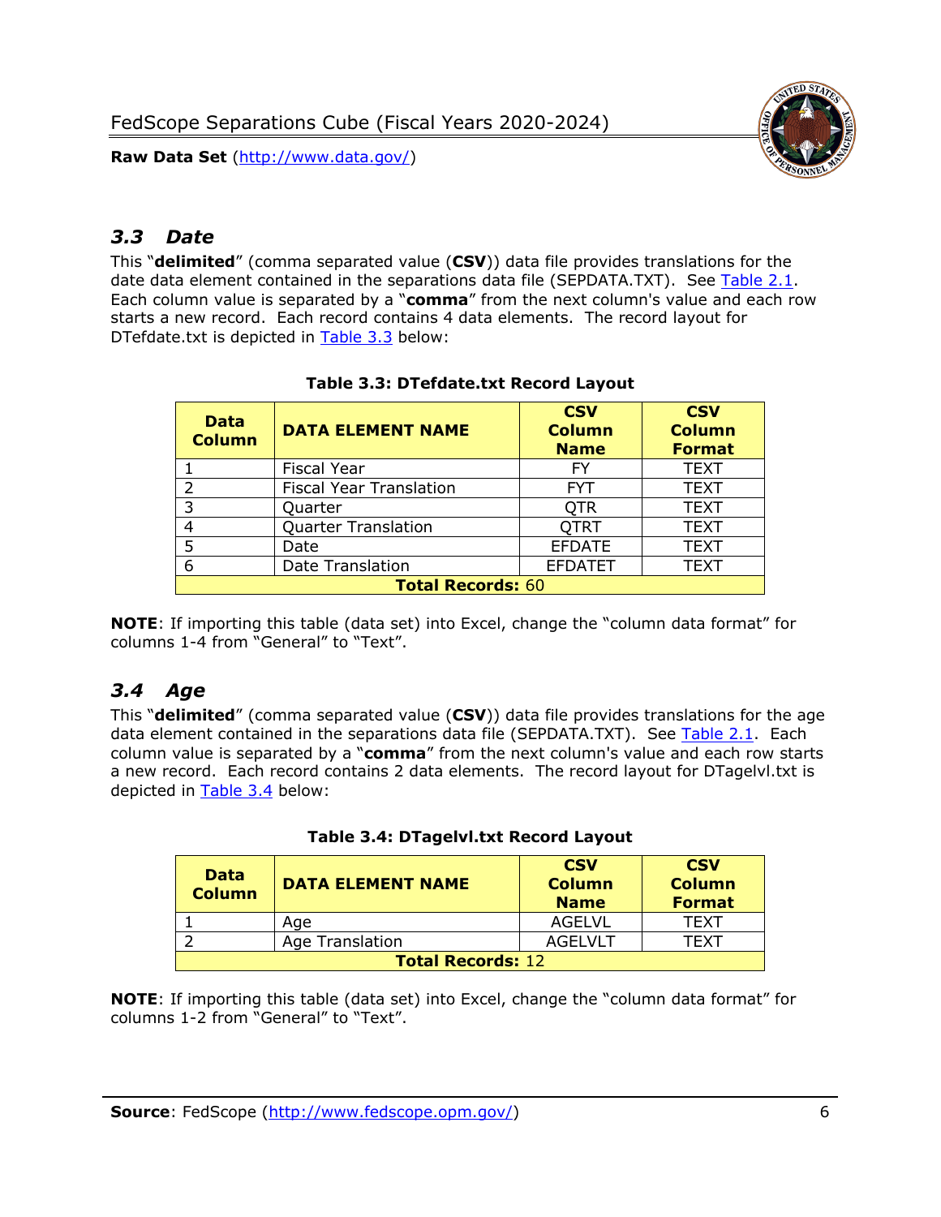## *3.3 Date*

This "**delimited**" (comma separated value (**CSV**)) data file provides translations for the date data element contained in the separations data file (SEPDATA.TXT). See Table 2.1. Each column value is separated by a "**comma**" from the next column's value and each row starts a new record. Each record contains 4 data elements. The record layout for DTefdate.txt is depicted in Table 3.3 below:

**Table 3.3: DTefdate.txt Record Layout**

| Data Column | DATA ELEMENT NAME | CSV Column Name | CSV Column Format |
|---|---|---|---|
| 1 | Fiscal Year | FY | TEXT |
| 2 | Fiscal Year Translation | FYT | TEXT |
| 3 | Quarter | QTR | TEXT |
| 4 | Quarter Translation | QTRT | TEXT |
| 5 | Date | EFDATE | TEXT |
| 6 | Date Translation | EFDATET | TEXT |
| **Total Records:** 60 | | | |

**NOTE**: If importing this table (data set) into Excel, change the "column data format" for columns 1-4 from "General" to "Text".

## *3.4 Age*

This "**delimited**" (comma separated value (**CSV**)) data file provides translations for the age data element contained in the separations data file (SEPDATA.TXT). See Table 2.1. Each column value is separated by a "**comma**" from the next column's value and each row starts a new record. Each record contains 2 data elements. The record layout for DTagelvl.txt is depicted in Table 3.4 below:

**Table 3.4: DTagelvl.txt Record Layout**

| Data Column | DATA ELEMENT NAME | CSV Column Name | CSV Column Format |
|---|---|---|---|
| 1 | Age | AGELVL | TEXT |
| 2 | Age Translation | AGELVLT | TEXT |
| **Total Records:** 12 | | | |

**NOTE**: If importing this table (data set) into Excel, change the "column data format" for columns 1-2 from "General" to "Text".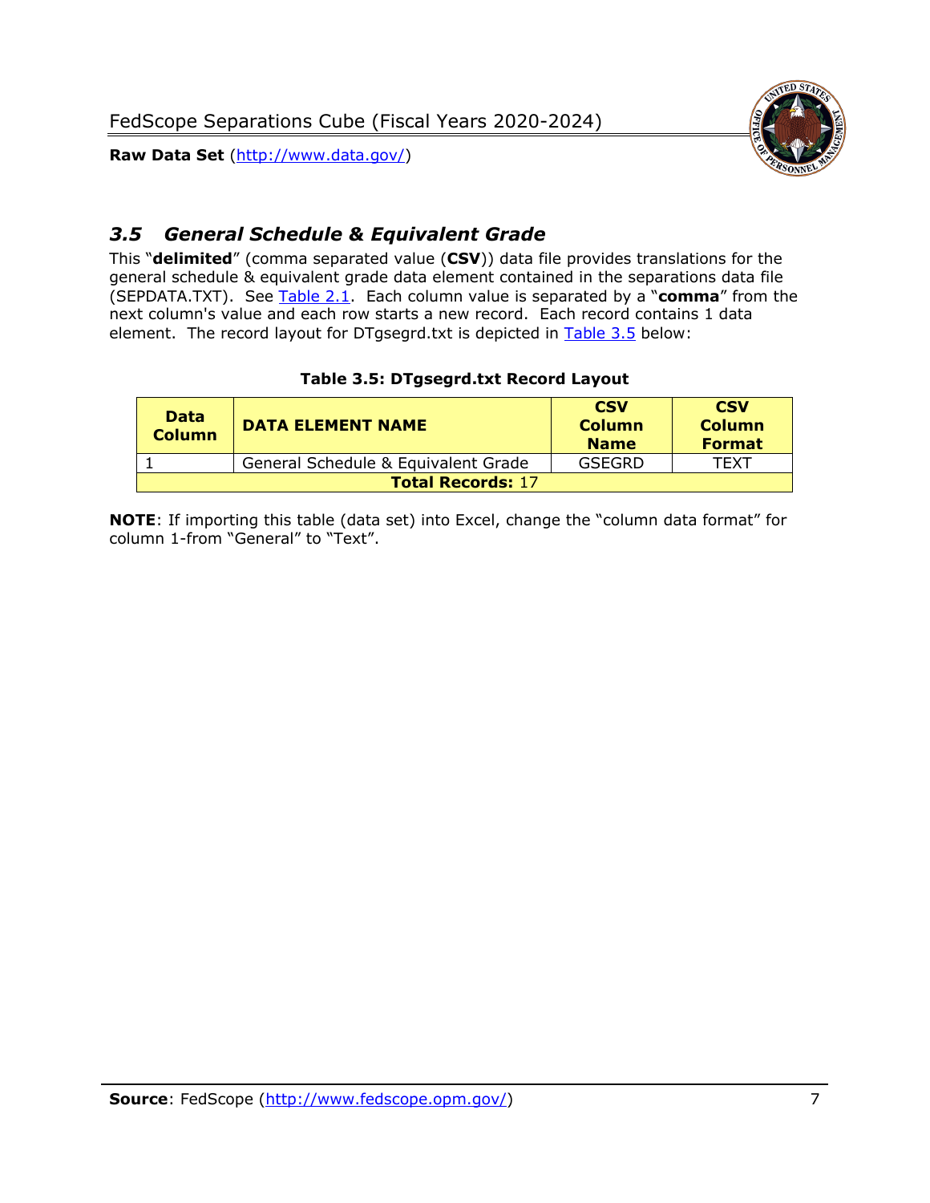## *3.5 General Schedule & Equivalent Grade*

This "**delimited**" (comma separated value (**CSV**)) data file provides translations for the general schedule & equivalent grade data element contained in the separations data file (SEPDATA.TXT). See Table 2.1. Each column value is separated by a "**comma**" from the next column's value and each row starts a new record. Each record contains 1 data element. The record layout for DTgsegrd.txt is depicted in Table 3.5 below:

**Table 3.5: DTgsegrd.txt Record Layout**

| Data Column | DATA ELEMENT NAME | CSV Column Name | CSV Column Format |
|---|---|---|---|
| 1 | General Schedule & Equivalent Grade | GSEGRD | TEXT |
| **Total Records:** 17 | | | |

**NOTE**: If importing this table (data set) into Excel, change the "column data format" for column 1-from "General" to "Text".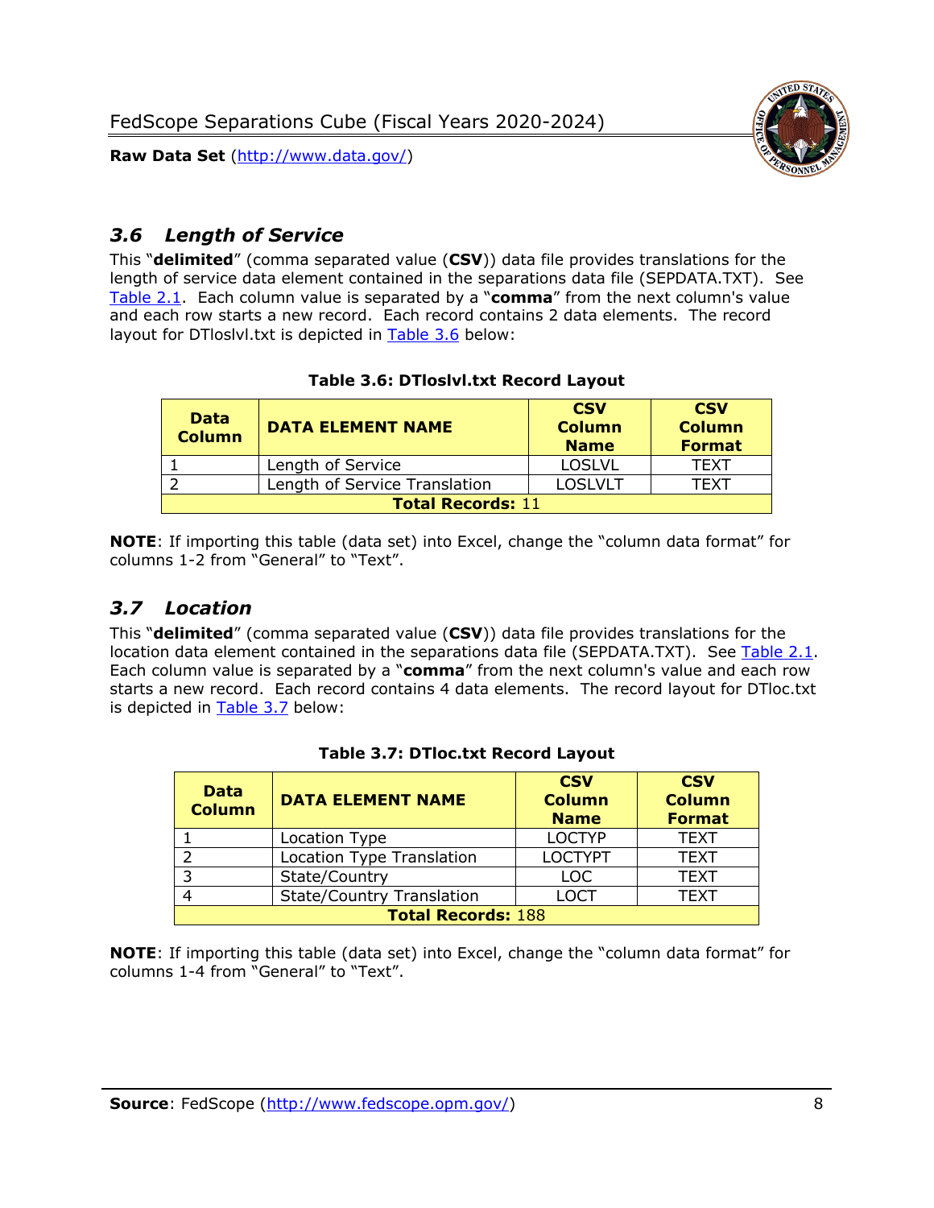## *3.6 Length of Service*

This "**delimited**" (comma separated value (**CSV**)) data file provides translations for the length of service data element contained in the separations data file (SEPDATA.TXT). See Table 2.1. Each column value is separated by a "**comma**" from the next column's value and each row starts a new record. Each record contains 2 data elements. The record layout for DTloslvl.txt is depicted in Table 3.6 below:

**Table 3.6: DTloslvl.txt Record Layout**

| Data Column | DATA ELEMENT NAME | CSV Column Name | CSV Column Format |
|---|---|---|---|
| 1 | Length of Service | LOSLVL | TEXT |
| 2 | Length of Service Translation | LOSLVLT | TEXT |
| **Total Records:** 11 | | | |

**NOTE**: If importing this table (data set) into Excel, change the "column data format" for columns 1-2 from "General" to "Text".

## *3.7 Location*

This "**delimited**" (comma separated value (**CSV**)) data file provides translations for the location data element contained in the separations data file (SEPDATA.TXT). See Table 2.1. Each column value is separated by a "**comma**" from the next column's value and each row starts a new record. Each record contains 4 data elements. The record layout for DTloc.txt is depicted in Table 3.7 below:

**Table 3.7: DTloc.txt Record Layout**

| Data Column | DATA ELEMENT NAME | CSV Column Name | CSV Column Format |
|---|---|---|---|
| 1 | Location Type | LOCTYP | TEXT |
| 2 | Location Type Translation | LOCTYPT | TEXT |
| 3 | State/Country | LOC | TEXT |
| 4 | State/Country Translation | LOCT | TEXT |
| **Total Records:** 188 | | | |

**NOTE**: If importing this table (data set) into Excel, change the "column data format" for columns 1-4 from "General" to "Text".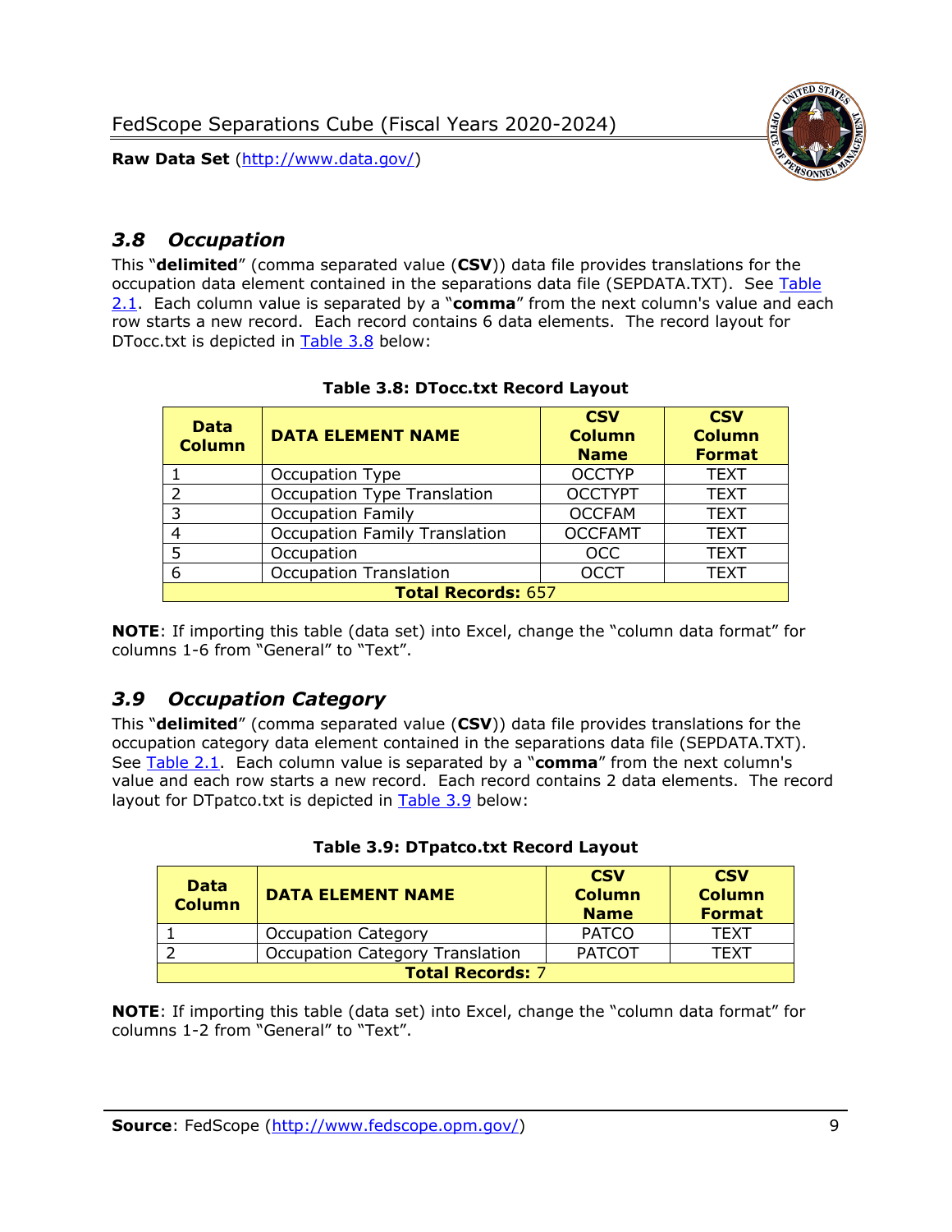## 3.8 *Occupation*

This "**delimited**" (comma separated value (**CSV**)) data file provides translations for the occupation data element contained in the separations data file (SEPDATA.TXT). See Table 2.1. Each column value is separated by a "**comma**" from the next column's value and each row starts a new record. Each record contains 6 data elements. The record layout for DTocc.txt is depicted in Table 3.8 below:

**Table 3.8: DTocc.txt Record Layout**

| Data Column | DATA ELEMENT NAME | CSV Column Name | CSV Column Format |
|---|---|---|---|
| 1 | Occupation Type | OCCTYP | TEXT |
| 2 | Occupation Type Translation | OCCTYPT | TEXT |
| 3 | Occupation Family | OCCFAM | TEXT |
| 4 | Occupation Family Translation | OCCFAMT | TEXT |
| 5 | Occupation | OCC | TEXT |
| 6 | Occupation Translation | OCCT | TEXT |
| **Total Records:** 657 | | | |

**NOTE**: If importing this table (data set) into Excel, change the "column data format" for columns 1-6 from "General" to "Text".

## 3.9 *Occupation Category*

This "**delimited**" (comma separated value (**CSV**)) data file provides translations for the occupation category data element contained in the separations data file (SEPDATA.TXT). See Table 2.1. Each column value is separated by a "**comma**" from the next column's value and each row starts a new record. Each record contains 2 data elements. The record layout for DTpatco.txt is depicted in Table 3.9 below:

**Table 3.9: DTpatco.txt Record Layout**

| Data Column | DATA ELEMENT NAME | CSV Column Name | CSV Column Format |
|---|---|---|---|
| 1 | Occupation Category | PATCO | TEXT |
| 2 | Occupation Category Translation | PATCOT | TEXT |
| **Total Records:** 7 | | | |

**NOTE**: If importing this table (data set) into Excel, change the "column data format" for columns 1-2 from "General" to "Text".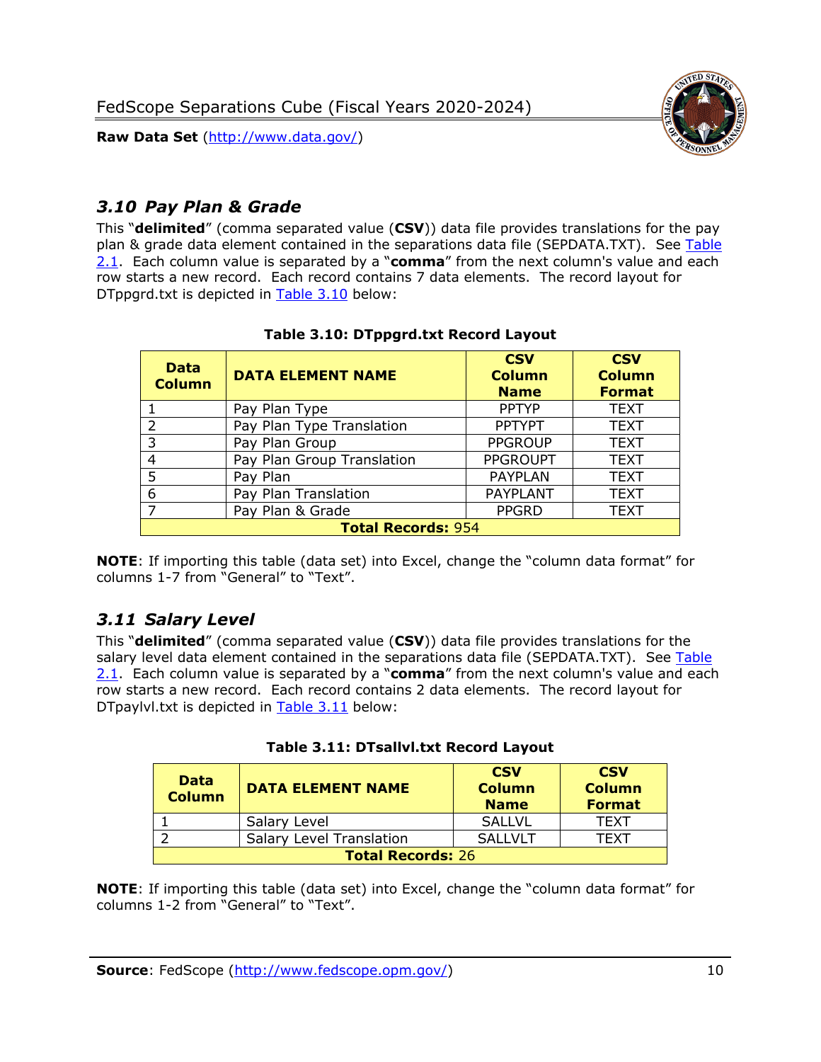## 3.10 Pay Plan & Grade

This "**delimited**" (comma separated value (**CSV**)) data file provides translations for the pay plan & grade data element contained in the separations data file (SEPDATA.TXT). See Table 2.1. Each column value is separated by a "**comma**" from the next column's value and each row starts a new record. Each record contains 7 data elements. The record layout for DTppgrd.txt is depicted in Table 3.10 below:

**Table 3.10: DTppgrd.txt Record Layout**

| Data Column | DATA ELEMENT NAME | CSV Column Name | CSV Column Format |
|---|---|---|---|
| 1 | Pay Plan Type | PPTYP | TEXT |
| 2 | Pay Plan Type Translation | PPTYPT | TEXT |
| 3 | Pay Plan Group | PPGROUP | TEXT |
| 4 | Pay Plan Group Translation | PPGROUPT | TEXT |
| 5 | Pay Plan | PAYPLAN | TEXT |
| 6 | Pay Plan Translation | PAYPLANT | TEXT |
| 7 | Pay Plan & Grade | PPGRD | TEXT |
| **Total Records:** 954 | | | |

**NOTE**: If importing this table (data set) into Excel, change the "column data format" for columns 1-7 from "General" to "Text".

## 3.11 Salary Level

This "**delimited**" (comma separated value (**CSV**)) data file provides translations for the salary level data element contained in the separations data file (SEPDATA.TXT). See Table 2.1. Each column value is separated by a "**comma**" from the next column's value and each row starts a new record. Each record contains 2 data elements. The record layout for DTpaylvl.txt is depicted in Table 3.11 below:

**Table 3.11: DTsallvl.txt Record Layout**

| Data Column | DATA ELEMENT NAME | CSV Column Name | CSV Column Format |
|---|---|---|---|
| 1 | Salary Level | SALLVL | TEXT |
| 2 | Salary Level Translation | SALLVLT | TEXT |
| **Total Records:** 26 | | | |

**NOTE**: If importing this table (data set) into Excel, change the "column data format" for columns 1-2 from "General" to "Text".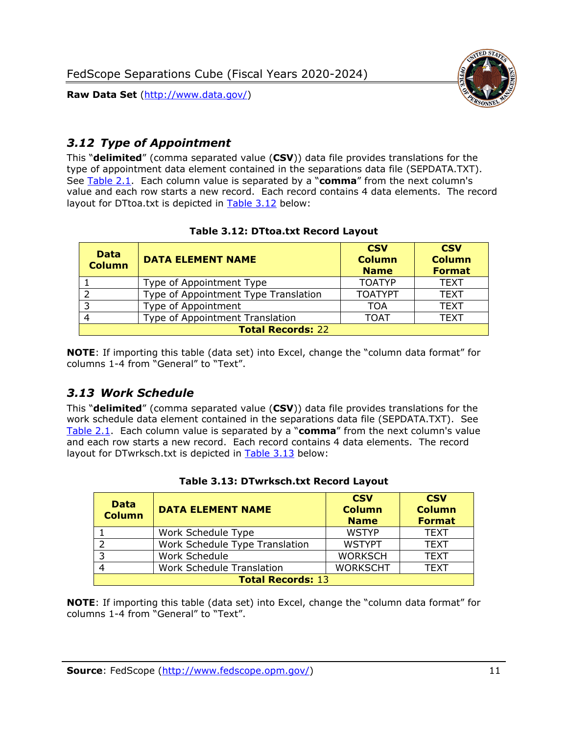## *3.12 Type of Appointment*

This "**delimited**" (comma separated value (**CSV**)) data file provides translations for the type of appointment data element contained in the separations data file (SEPDATA.TXT). See Table 2.1. Each column value is separated by a "**comma**" from the next column's value and each row starts a new record. Each record contains 4 data elements. The record layout for DTtoa.txt is depicted in Table 3.12 below:

**Table 3.12: DTtoa.txt Record Layout**

| Data Column | DATA ELEMENT NAME | CSV Column Name | CSV Column Format |
|---|---|---|---|
| 1 | Type of Appointment Type | TOATYP | TEXT |
| 2 | Type of Appointment Type Translation | TOATYPT | TEXT |
| 3 | Type of Appointment | TOA | TEXT |
| 4 | Type of Appointment Translation | TOAT | TEXT |
| **Total Records:** 22 | | | |

**NOTE**: If importing this table (data set) into Excel, change the "column data format" for columns 1-4 from "General" to "Text".

## *3.13 Work Schedule*

This "**delimited**" (comma separated value (**CSV**)) data file provides translations for the work schedule data element contained in the separations data file (SEPDATA.TXT). See Table 2.1. Each column value is separated by a "**comma**" from the next column's value and each row starts a new record. Each record contains 4 data elements. The record layout for DTwrksch.txt is depicted in Table 3.13 below:

**Table 3.13: DTwrksch.txt Record Layout**

| Data Column | DATA ELEMENT NAME | CSV Column Name | CSV Column Format |
|---|---|---|---|
| 1 | Work Schedule Type | WSTYP | TEXT |
| 2 | Work Schedule Type Translation | WSTYPT | TEXT |
| 3 | Work Schedule | WORKSCH | TEXT |
| 4 | Work Schedule Translation | WORKSCHT | TEXT |
| **Total Records:** 13 | | | |

**NOTE**: If importing this table (data set) into Excel, change the "column data format" for columns 1-4 from "General" to "Text".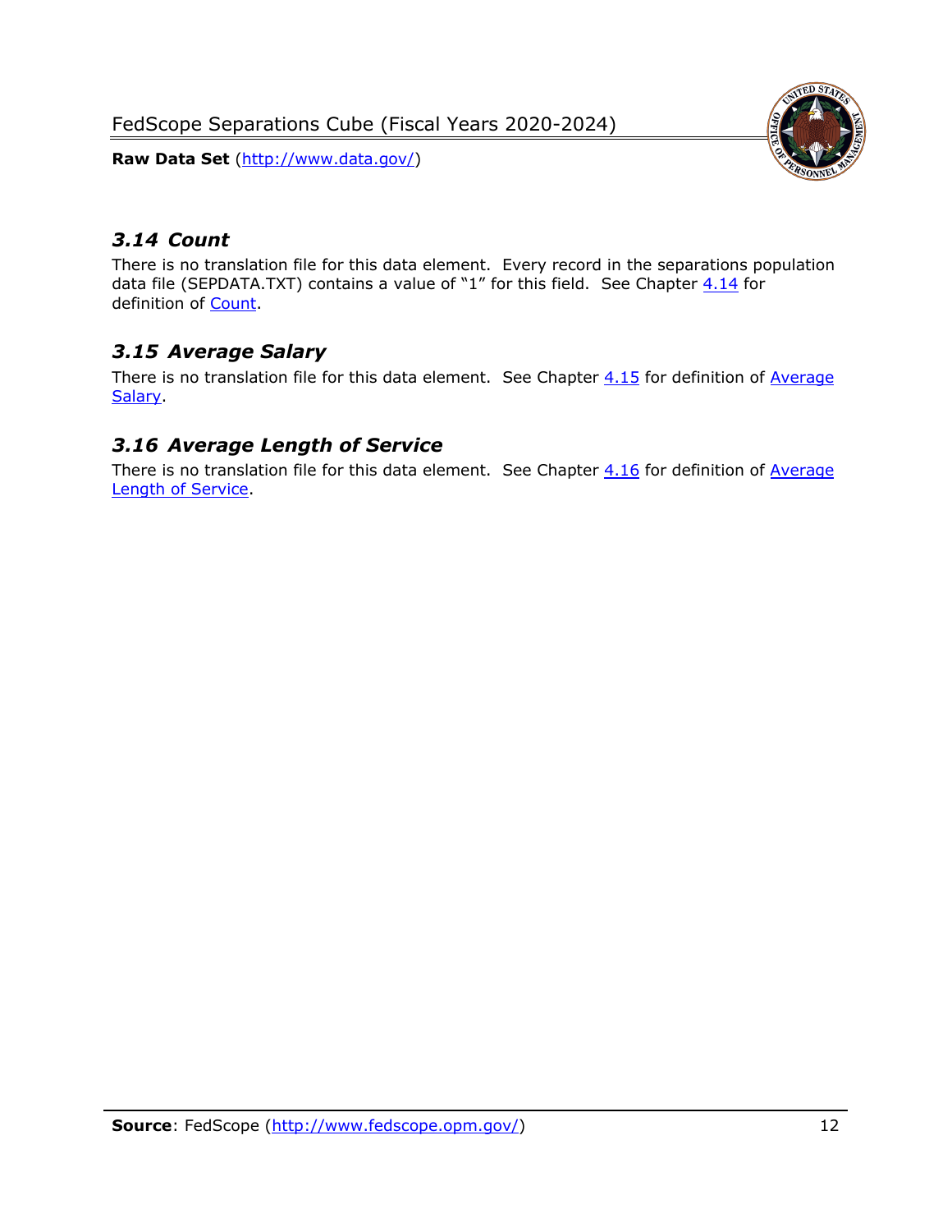## *3.14 Count*

There is no translation file for this data element. Every record in the separations population data file (SEPDATA.TXT) contains a value of "1" for this field. See Chapter 4.14 for definition of Count.

## *3.15 Average Salary*

There is no translation file for this data element. See Chapter 4.15 for definition of Average Salary.

## *3.16 Average Length of Service*

There is no translation file for this data element. See Chapter 4.16 for definition of Average Length of Service.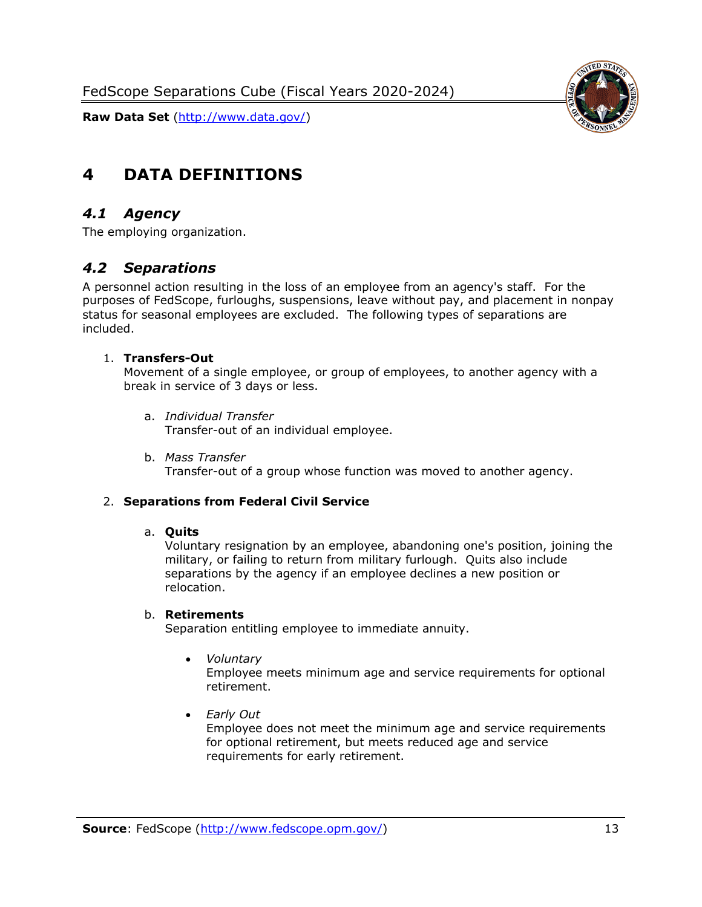# 4 DATA DEFINITIONS

## *4.1 Agency*

The employing organization.

## *4.2 Separations*

A personnel action resulting in the loss of an employee from an agency's staff. For the purposes of FedScope, furloughs, suspensions, leave without pay, and placement in nonpay status for seasonal employees are excluded. The following types of separations are included.

1. **Transfers-Out**
   Movement of a single employee, or group of employees, to another agency with a break in service of 3 days or less.

   a. *Individual Transfer*
      Transfer-out of an individual employee.

   b. *Mass Transfer*
      Transfer-out of a group whose function was moved to another agency.

2. **Separations from Federal Civil Service**

   a. **Quits**
      Voluntary resignation by an employee, abandoning one's position, joining the military, or failing to return from military furlough. Quits also include separations by the agency if an employee declines a new position or relocation.

   b. **Retirements**
      Separation entitling employee to immediate annuity.

      - *Voluntary*
        Employee meets minimum age and service requirements for optional retirement.

      - *Early Out*
        Employee does not meet the minimum age and service requirements for optional retirement, but meets reduced age and service requirements for early retirement.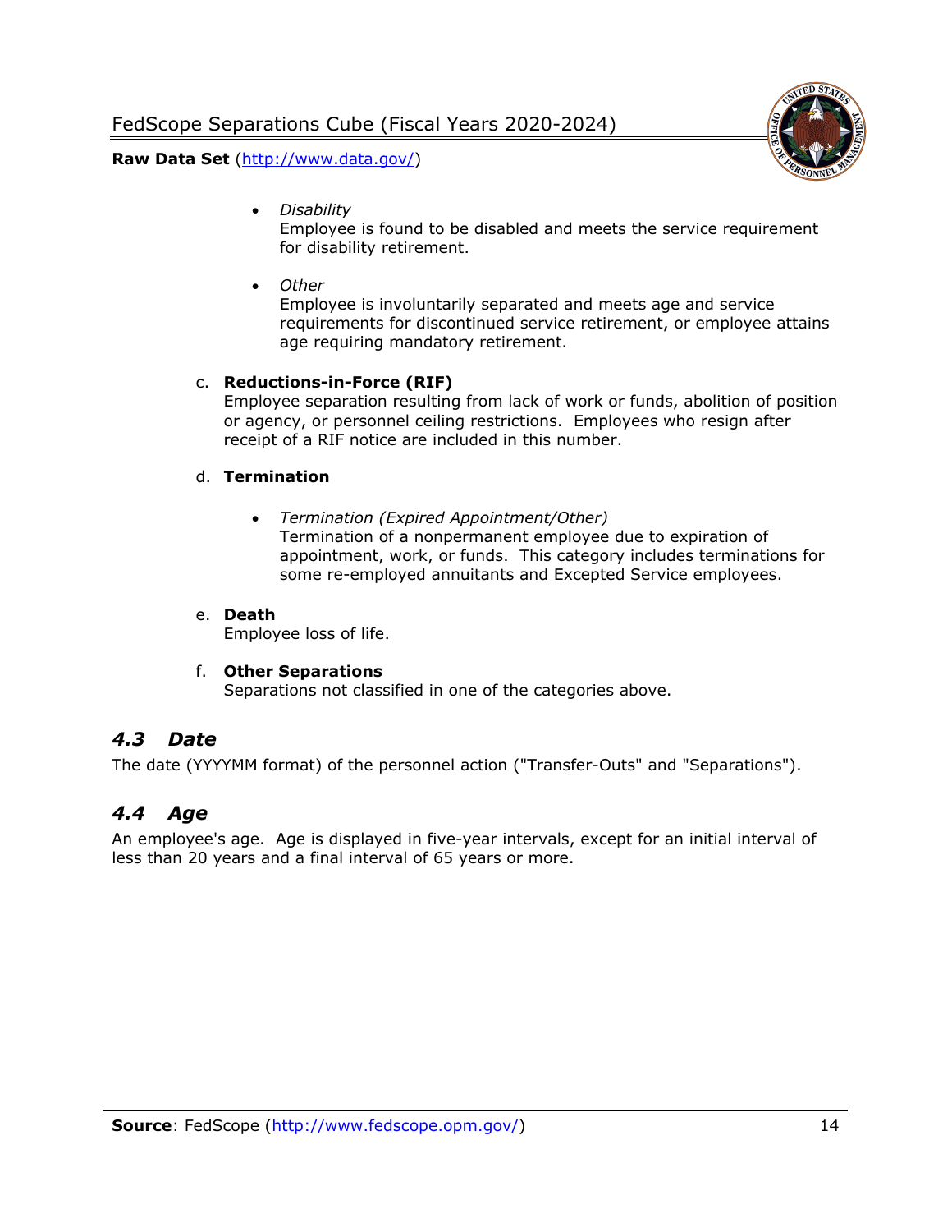- *Disability*
  Employee is found to be disabled and meets the service requirement for disability retirement.

- *Other*
  Employee is involuntarily separated and meets age and service requirements for discontinued service retirement, or employee attains age requiring mandatory retirement.

c. **Reductions-in-Force (RIF)**
Employee separation resulting from lack of work or funds, abolition of position or agency, or personnel ceiling restrictions. Employees who resign after receipt of a RIF notice are included in this number.

d. **Termination**

- *Termination (Expired Appointment/Other)*
  Termination of a nonpermanent employee due to expiration of appointment, work, or funds. This category includes terminations for some re-employed annuitants and Excepted Service employees.

e. **Death**
Employee loss of life.

f. **Other Separations**
Separations not classified in one of the categories above.

## *4.3 Date*

The date (YYYYMM format) of the personnel action ("Transfer-Outs" and "Separations").

## *4.4 Age*

An employee's age. Age is displayed in five-year intervals, except for an initial interval of less than 20 years and a final interval of 65 years or more.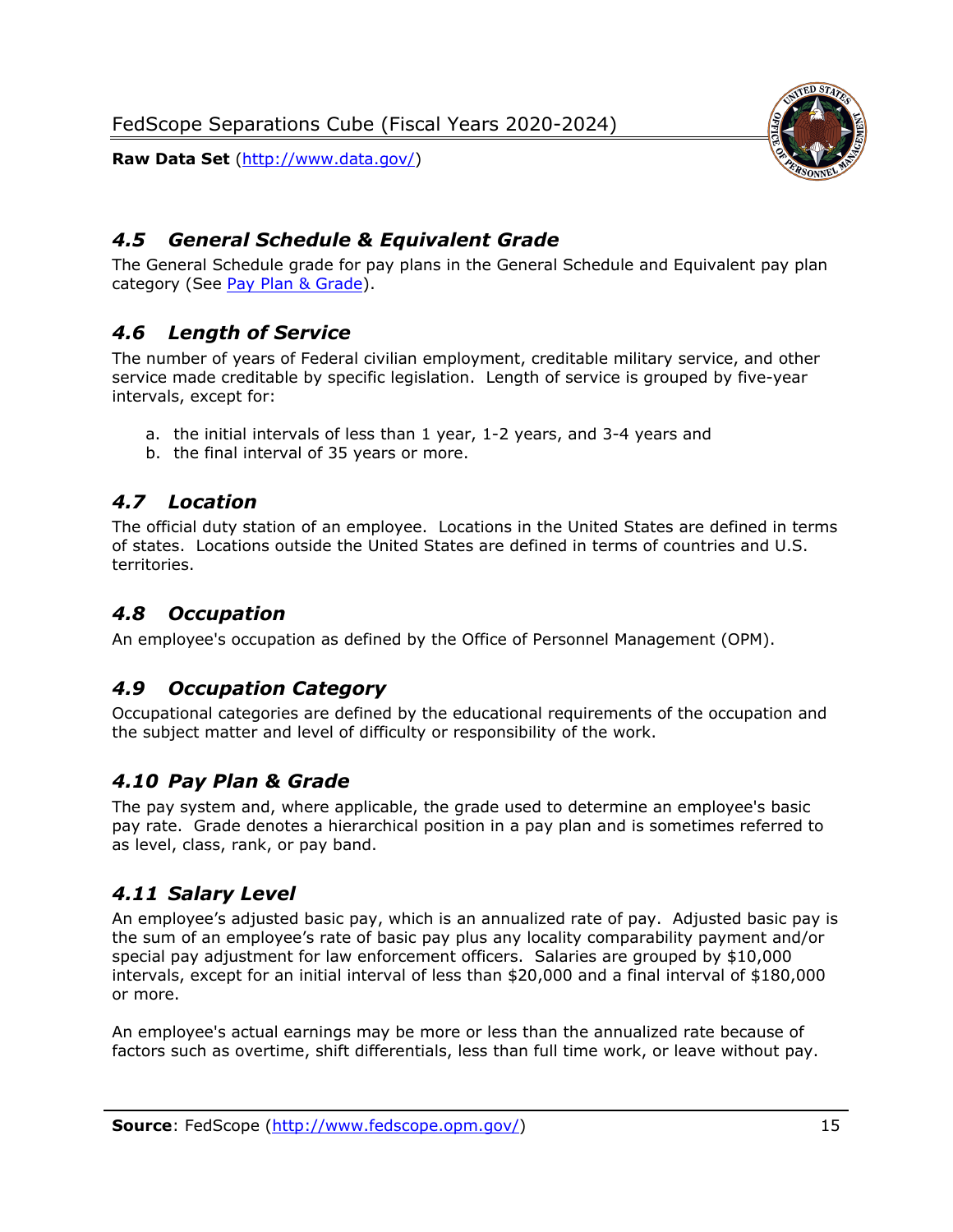## *4.5 General Schedule & Equivalent Grade*

The General Schedule grade for pay plans in the General Schedule and Equivalent pay plan category (See Pay Plan & Grade).

## *4.6 Length of Service*

The number of years of Federal civilian employment, creditable military service, and other service made creditable by specific legislation. Length of service is grouped by five-year intervals, except for:

a. the initial intervals of less than 1 year, 1-2 years, and 3-4 years and
b. the final interval of 35 years or more.

## *4.7 Location*

The official duty station of an employee. Locations in the United States are defined in terms of states. Locations outside the United States are defined in terms of countries and U.S. territories.

## *4.8 Occupation*

An employee's occupation as defined by the Office of Personnel Management (OPM).

## *4.9 Occupation Category*

Occupational categories are defined by the educational requirements of the occupation and the subject matter and level of difficulty or responsibility of the work.

## *4.10 Pay Plan & Grade*

The pay system and, where applicable, the grade used to determine an employee's basic pay rate. Grade denotes a hierarchical position in a pay plan and is sometimes referred to as level, class, rank, or pay band.

## *4.11 Salary Level*

An employee's adjusted basic pay, which is an annualized rate of pay. Adjusted basic pay is the sum of an employee's rate of basic pay plus any locality comparability payment and/or special pay adjustment for law enforcement officers. Salaries are grouped by $10,000 intervals, except for an initial interval of less than $20,000 and a final interval of $180,000 or more.

An employee's actual earnings may be more or less than the annualized rate because of factors such as overtime, shift differentials, less than full time work, or leave without pay.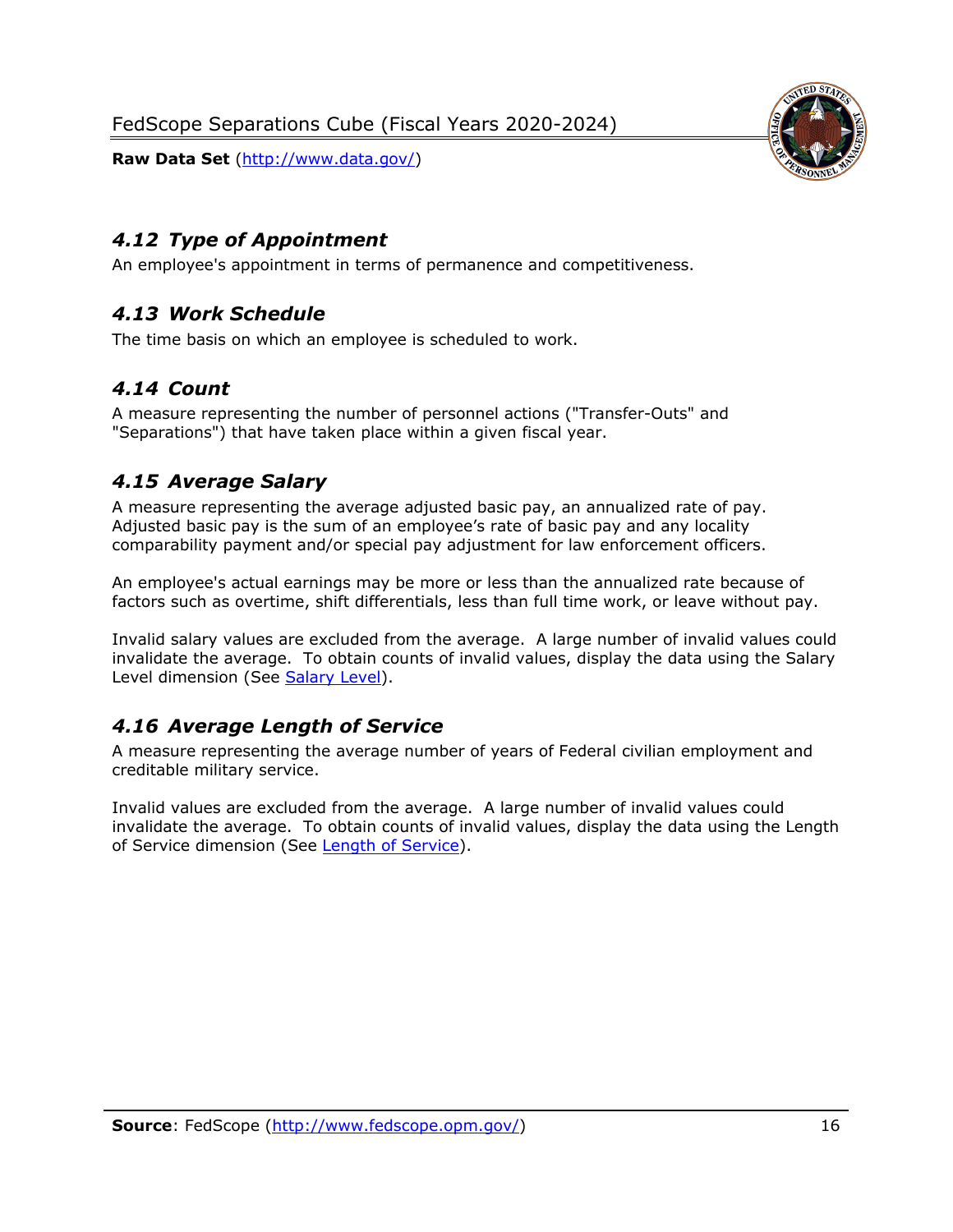### *4.12 Type of Appointment*

An employee's appointment in terms of permanence and competitiveness.

### *4.13 Work Schedule*

The time basis on which an employee is scheduled to work.

### *4.14 Count*

A measure representing the number of personnel actions ("Transfer-Outs" and "Separations") that have taken place within a given fiscal year.

### *4.15 Average Salary*

A measure representing the average adjusted basic pay, an annualized rate of pay. Adjusted basic pay is the sum of an employee's rate of basic pay and any locality comparability payment and/or special pay adjustment for law enforcement officers.

An employee's actual earnings may be more or less than the annualized rate because of factors such as overtime, shift differentials, less than full time work, or leave without pay.

Invalid salary values are excluded from the average. A large number of invalid values could invalidate the average. To obtain counts of invalid values, display the data using the Salary Level dimension (See Salary Level).

### *4.16 Average Length of Service*

A measure representing the average number of years of Federal civilian employment and creditable military service.

Invalid values are excluded from the average. A large number of invalid values could invalidate the average. To obtain counts of invalid values, display the data using the Length of Service dimension (See Length of Service).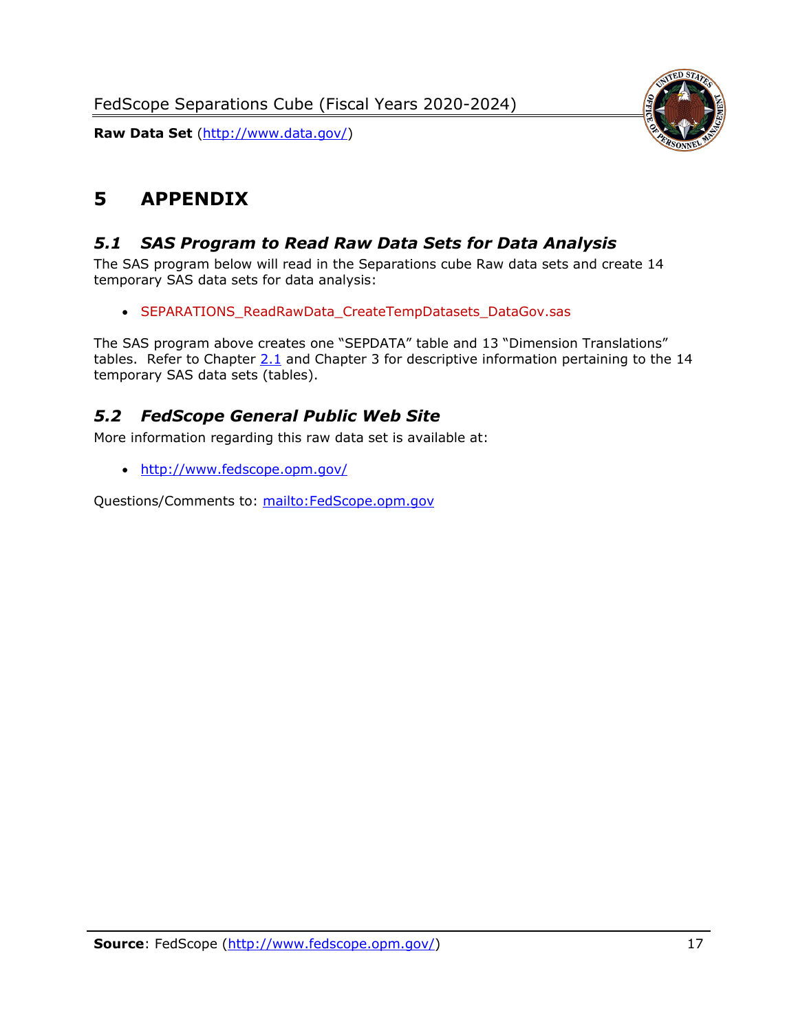# 5 APPENDIX

## *5.1 SAS Program to Read Raw Data Sets for Data Analysis*

The SAS program below will read in the Separations cube Raw data sets and create 14 temporary SAS data sets for data analysis:

- SEPARATIONS_ReadRawData_CreateTempDatasets_DataGov.sas

The SAS program above creates one "SEPDATA" table and 13 "Dimension Translations" tables. Refer to Chapter 2.1 and Chapter 3 for descriptive information pertaining to the 14 temporary SAS data sets (tables).

## *5.2 FedScope General Public Web Site*

More information regarding this raw data set is available at:

- http://www.fedscope.opm.gov/

Questions/Comments to: mailto:FedScope.opm.gov